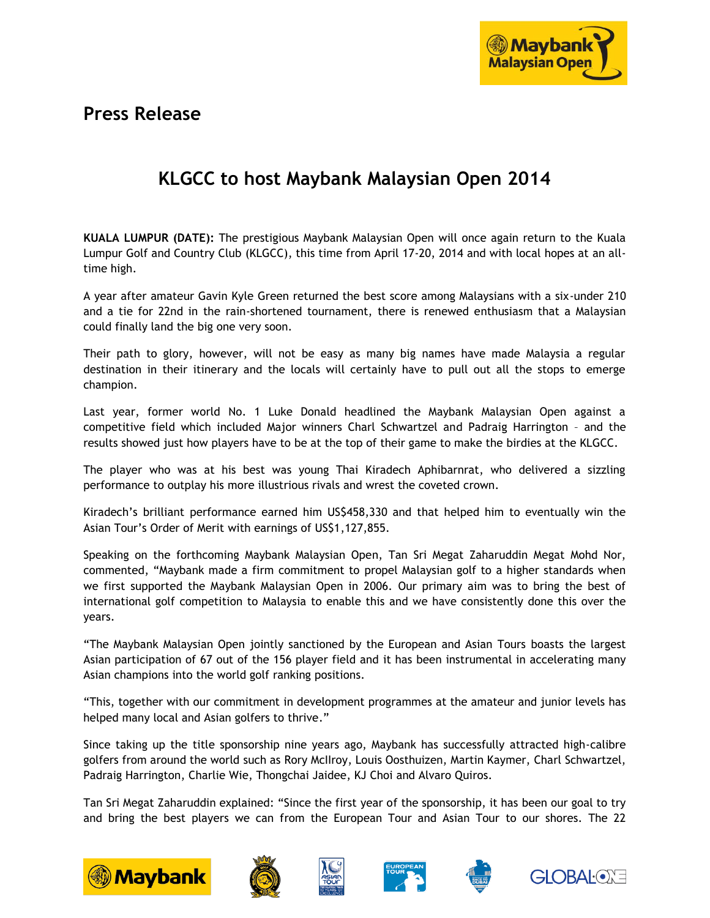## Press Release

# KLGCC to host Maybank Malaysian Open 2014

**KUALA LUMPUR (DATE):** The prestigious Maybank Malaysian Open will once again return to the Kuala Lumpur Golf and Country Club (KLGCC), this time from April 17-20, 2014 and with local hopes at an all-time high.

A year after amateur Gavin Kyle Green returned the best score among Malaysians with a six-under 210 and a tie for 22nd in the rain-shortened tournament, there is renewed enthusiasm that a Malaysian could finally land the big one very soon.

Their path to glory, however, will not be easy as many big names have made Malaysia a regular destination in their itinerary and the locals will certainly have to pull out all the stops to emerge champion.

Last year, former world No. 1 Luke Donald headlined the Maybank Malaysian Open against a competitive field which included Major winners Charl Schwartzel and Padraig Harrington – and the results showed just how players have to be at the top of their game to make the birdies at the KLGCC.

The player who was at his best was young Thai Kiradech Aphibarnrat, who delivered a sizzling performance to outplay his more illustrious rivals and wrest the coveted crown.

Kiradech's brilliant performance earned him US$458,330 and that helped him to eventually win the Asian Tour's Order of Merit with earnings of US$1,127,855.

Speaking on the forthcoming Maybank Malaysian Open, Tan Sri Megat Zaharuddin Megat Mohd Nor, commented, "Maybank made a firm commitment to propel Malaysian golf to a higher standards when we first supported the Maybank Malaysian Open in 2006. Our primary aim was to bring the best of international golf competition to Malaysia to enable this and we have consistently done this over the years.

"The Maybank Malaysian Open jointly sanctioned by the European and Asian Tours boasts the largest Asian participation of 67 out of the 156 player field and it has been instrumental in accelerating many Asian champions into the world golf ranking positions.

"This, together with our commitment in development programmes at the amateur and junior levels has helped many local and Asian golfers to thrive."

Since taking up the title sponsorship nine years ago, Maybank has successfully attracted high-calibre golfers from around the world such as Rory McIlroy, Louis Oosthuizen, Martin Kaymer, Charl Schwartzel, Padraig Harrington, Charlie Wie, Thongchai Jaidee, KJ Choi and Alvaro Quiros.

Tan Sri Megat Zaharuddin explained: "Since the first year of the sponsorship, it has been our goal to try and bring the best players we can from the European Tour and Asian Tour to our shores. The 22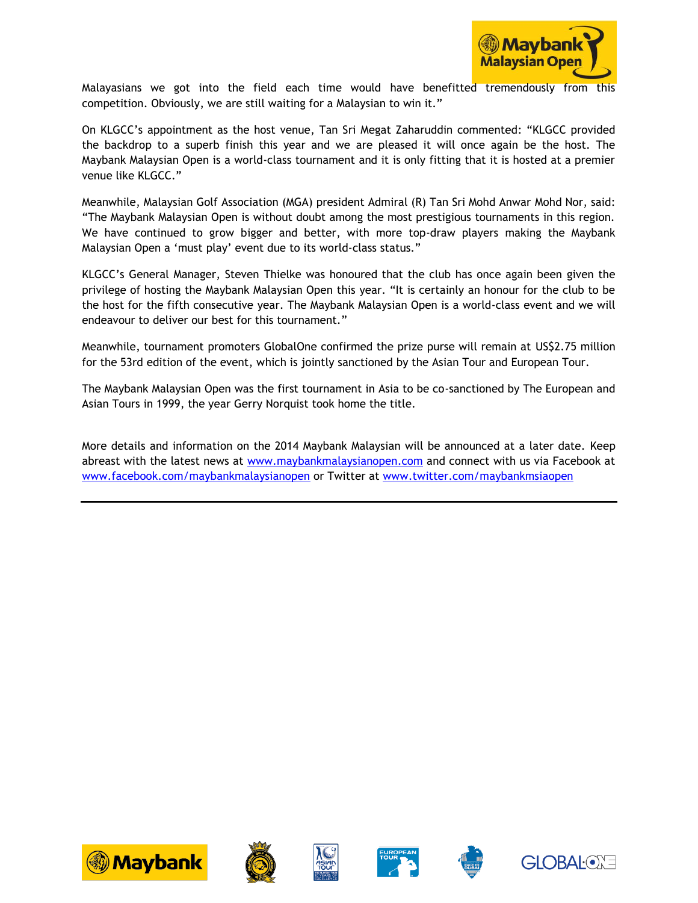Malayasians we got into the field each time would have benefitted tremendously from this competition. Obviously, we are still waiting for a Malaysian to win it."

On KLGCC's appointment as the host venue, Tan Sri Megat Zaharuddin commented: "KLGCC provided the backdrop to a superb finish this year and we are pleased it will once again be the host. The Maybank Malaysian Open is a world-class tournament and it is only fitting that it is hosted at a premier venue like KLGCC."

Meanwhile, Malaysian Golf Association (MGA) president Admiral (R) Tan Sri Mohd Anwar Mohd Nor, said: "The Maybank Malaysian Open is without doubt among the most prestigious tournaments in this region. We have continued to grow bigger and better, with more top-draw players making the Maybank Malaysian Open a 'must play' event due to its world-class status."

KLGCC's General Manager, Steven Thielke was honoured that the club has once again been given the privilege of hosting the Maybank Malaysian Open this year. "It is certainly an honour for the club to be the host for the fifth consecutive year. The Maybank Malaysian Open is a world-class event and we will endeavour to deliver our best for this tournament."

Meanwhile, tournament promoters GlobalOne confirmed the prize purse will remain at US$2.75 million for the 53rd edition of the event, which is jointly sanctioned by the Asian Tour and European Tour.

The Maybank Malaysian Open was the first tournament in Asia to be co-sanctioned by The European and Asian Tours in 1999, the year Gerry Norquist took home the title.

More details and information on the 2014 Maybank Malaysian will be announced at a later date. Keep abreast with the latest news at www.maybankmalaysianopen.com and connect with us via Facebook at www.facebook.com/maybankmalaysianopen or Twitter at www.twitter.com/maybankmsiaopen

---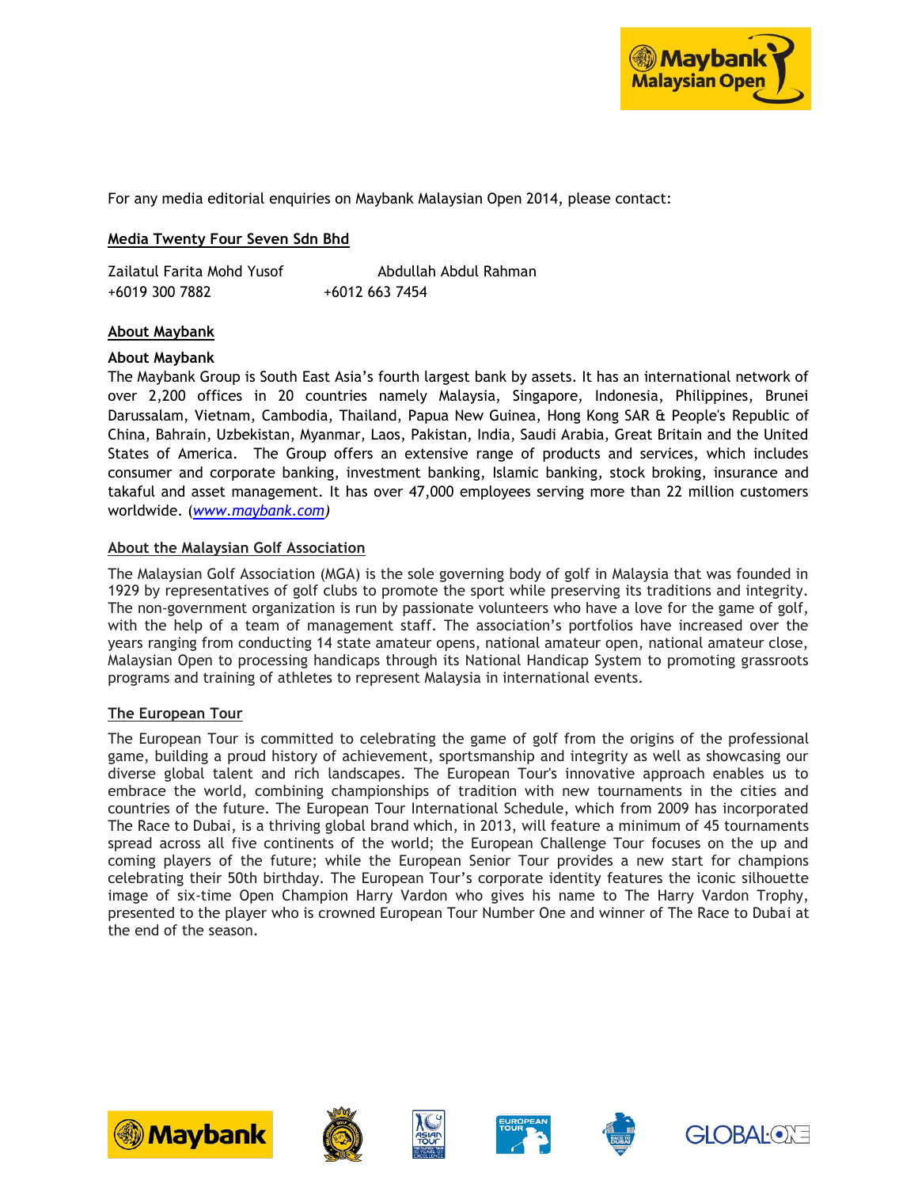For any media editorial enquiries on Maybank Malaysian Open 2014, please contact:

**Media Twenty Four Seven Sdn Bhd**

Zailatul Farita Mohd Yusof    Abdullah Abdul Rahman
+6019 300 7882    +6012 663 7454

**About Maybank**

**About Maybank**

The Maybank Group is South East Asia's fourth largest bank by assets. It has an international network of over 2,200 offices in 20 countries namely Malaysia, Singapore, Indonesia, Philippines, Brunei Darussalam, Vietnam, Cambodia, Thailand, Papua New Guinea, Hong Kong SAR & People's Republic of China, Bahrain, Uzbekistan, Myanmar, Laos, Pakistan, India, Saudi Arabia, Great Britain and the United States of America. The Group offers an extensive range of products and services, which includes consumer and corporate banking, investment banking, Islamic banking, stock broking, insurance and takaful and asset management. It has over 47,000 employees serving more than 22 million customers worldwide. (*www.maybank.com*)

**About the Malaysian Golf Association**

The Malaysian Golf Association (MGA) is the sole governing body of golf in Malaysia that was founded in 1929 by representatives of golf clubs to promote the sport while preserving its traditions and integrity. The non-government organization is run by passionate volunteers who have a love for the game of golf, with the help of a team of management staff. The association's portfolios have increased over the years ranging from conducting 14 state amateur opens, national amateur open, national amateur close, Malaysian Open to processing handicaps through its National Handicap System to promoting grassroots programs and training of athletes to represent Malaysia in international events.

**The European Tour**

The European Tour is committed to celebrating the game of golf from the origins of the professional game, building a proud history of achievement, sportsmanship and integrity as well as showcasing our diverse global talent and rich landscapes. The European Tour's innovative approach enables us to embrace the world, combining championships of tradition with new tournaments in the cities and countries of the future. The European Tour International Schedule, which from 2009 has incorporated The Race to Dubai, is a thriving global brand which, in 2013, will feature a minimum of 45 tournaments spread across all five continents of the world; the European Challenge Tour focuses on the up and coming players of the future; while the European Senior Tour provides a new start for champions celebrating their 50th birthday. The European Tour's corporate identity features the iconic silhouette image of six-time Open Champion Harry Vardon who gives his name to The Harry Vardon Trophy, presented to the player who is crowned European Tour Number One and winner of The Race to Dubai at the end of the season.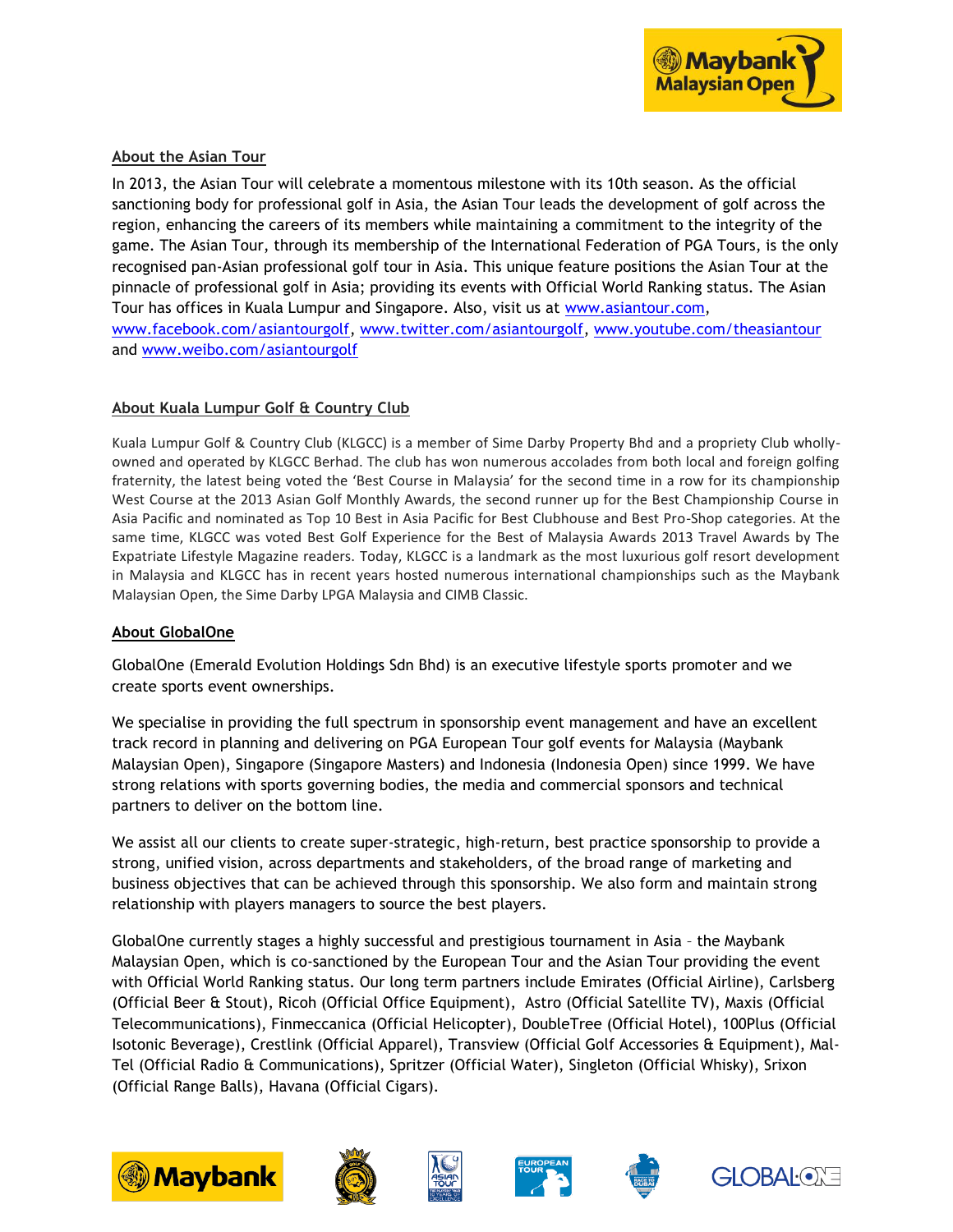## About the Asian Tour

In 2013, the Asian Tour will celebrate a momentous milestone with its 10th season. As the official sanctioning body for professional golf in Asia, the Asian Tour leads the development of golf across the region, enhancing the careers of its members while maintaining a commitment to the integrity of the game. The Asian Tour, through its membership of the International Federation of PGA Tours, is the only recognised pan-Asian professional golf tour in Asia. This unique feature positions the Asian Tour at the pinnacle of professional golf in Asia; providing its events with Official World Ranking status. The Asian Tour has offices in Kuala Lumpur and Singapore. Also, visit us at www.asiantour.com, www.facebook.com/asiantourgolf, www.twitter.com/asiantourgolf, www.youtube.com/theasiantour and www.weibo.com/asiantourgolf

## About Kuala Lumpur Golf & Country Club

Kuala Lumpur Golf & Country Club (KLGCC) is a member of Sime Darby Property Bhd and a propriety Club wholly-owned and operated by KLGCC Berhad. The club has won numerous accolades from both local and foreign golfing fraternity, the latest being voted the 'Best Course in Malaysia' for the second time in a row for its championship West Course at the 2013 Asian Golf Monthly Awards, the second runner up for the Best Championship Course in Asia Pacific and nominated as Top 10 Best in Asia Pacific for Best Clubhouse and Best Pro-Shop categories. At the same time, KLGCC was voted Best Golf Experience for the Best of Malaysia Awards 2013 Travel Awards by The Expatriate Lifestyle Magazine readers. Today, KLGCC is a landmark as the most luxurious golf resort development in Malaysia and KLGCC has in recent years hosted numerous international championships such as the Maybank Malaysian Open, the Sime Darby LPGA Malaysia and CIMB Classic.

## About GlobalOne

GlobalOne (Emerald Evolution Holdings Sdn Bhd) is an executive lifestyle sports promoter and we create sports event ownerships.

We specialise in providing the full spectrum in sponsorship event management and have an excellent track record in planning and delivering on PGA European Tour golf events for Malaysia (Maybank Malaysian Open), Singapore (Singapore Masters) and Indonesia (Indonesia Open) since 1999. We have strong relations with sports governing bodies, the media and commercial sponsors and technical partners to deliver on the bottom line.

We assist all our clients to create super-strategic, high-return, best practice sponsorship to provide a strong, unified vision, across departments and stakeholders, of the broad range of marketing and business objectives that can be achieved through this sponsorship. We also form and maintain strong relationship with players managers to source the best players.

GlobalOne currently stages a highly successful and prestigious tournament in Asia – the Maybank Malaysian Open, which is co-sanctioned by the European Tour and the Asian Tour providing the event with Official World Ranking status. Our long term partners include Emirates (Official Airline), Carlsberg (Official Beer & Stout), Ricoh (Official Office Equipment), Astro (Official Satellite TV), Maxis (Official Telecommunications), Finmeccanica (Official Helicopter), DoubleTree (Official Hotel), 100Plus (Official Isotonic Beverage), Crestlink (Official Apparel), Transview (Official Golf Accessories & Equipment), Mal-Tel (Official Radio & Communications), Spritzer (Official Water), Singleton (Official Whisky), Srixon (Official Range Balls), Havana (Official Cigars).